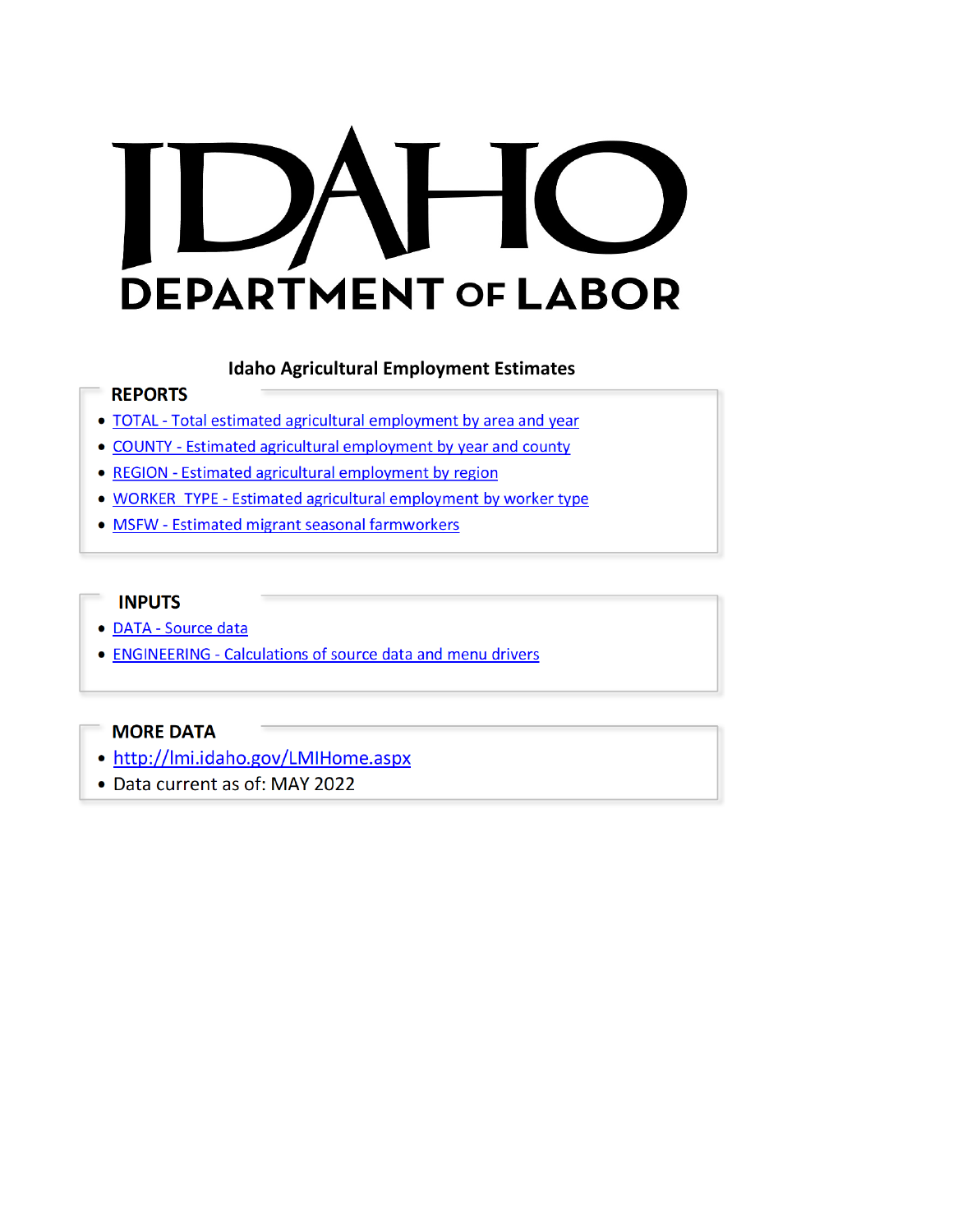# IDAHO DEPARTMENT OF LABOR

## Idaho Agricultural Employment Estimates

### REPORTS

- TOTAL - Total estimated agricultural employment by area and year
- COUNTY - Estimated agricultural employment by year and county
- REGION - Estimated agricultural employment by region
- WORKER_TYPE - Estimated agricultural employment by worker type
- MSFW - Estimated migrant seasonal farmworkers

### INPUTS

- DATA - Source data
- ENGINEERING - Calculations of source data and menu drivers

### MORE DATA

- http://lmi.idaho.gov/LMIHome.aspx
- Data current as of: MAY 2022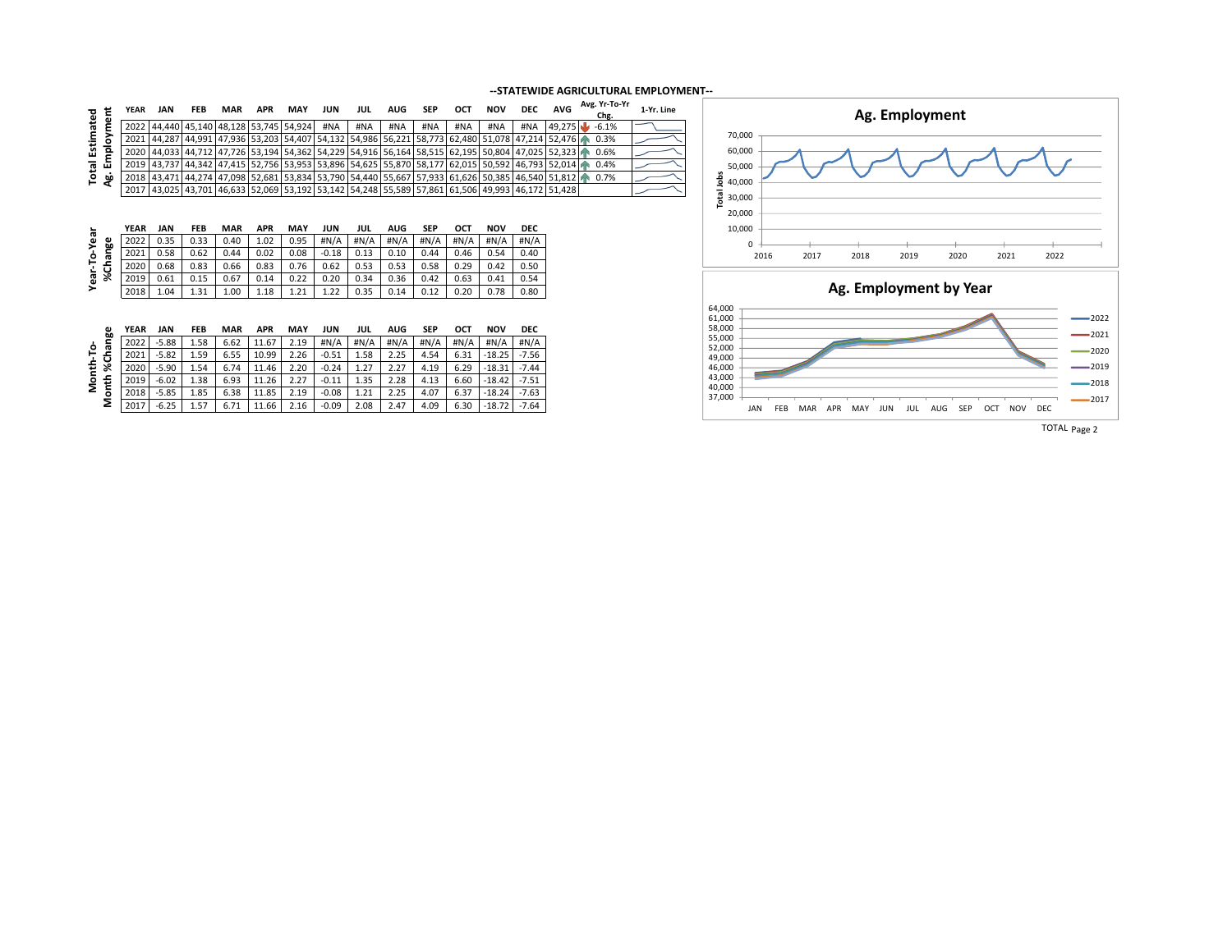## --STATEWIDE AGRICULTURAL EMPLOYMENT--

**Total Estimated Ag. Employment**

| YEAR | JAN | FEB | MAR | APR | MAY | JUN | JUL | AUG | SEP | OCT | NOV | DEC | AVG | Avg. Yr-To-Yr Chg. | 1-Yr. Line |
|---|---|---|---|---|---|---|---|---|---|---|---|---|---|---|---|
| 2022 | 44,440 | 45,140 | 48,128 | 53,745 | 54,924 | #NA | #NA | #NA | #NA | #NA | #NA | #NA | 49,275 | -6.1% | |
| 2021 | 44,287 | 44,991 | 47,936 | 53,203 | 54,407 | 54,132 | 54,986 | 56,221 | 58,773 | 62,480 | 51,078 | 47,214 | 52,476 | 0.3% | |
| 2020 | 44,033 | 44,712 | 47,726 | 53,194 | 54,362 | 54,229 | 54,916 | 56,164 | 58,515 | 62,195 | 50,804 | 47,025 | 52,323 | 0.6% | |
| 2019 | 43,737 | 44,342 | 47,415 | 52,756 | 53,953 | 53,896 | 54,625 | 55,870 | 58,177 | 62,015 | 50,592 | 46,793 | 52,014 | 0.4% | |
| 2018 | 43,471 | 44,274 | 47,098 | 52,681 | 53,834 | 53,790 | 54,440 | 55,667 | 57,933 | 61,626 | 50,385 | 46,540 | 51,812 | 0.7% | |
| 2017 | 43,025 | 43,701 | 46,633 | 52,069 | 53,192 | 53,142 | 54,248 | 55,589 | 57,861 | 61,506 | 49,993 | 46,172 | 51,428 | | |

**Year-To-Year %Change**

| YEAR | JAN | FEB | MAR | APR | MAY | JUN | JUL | AUG | SEP | OCT | NOV | DEC |
|---|---|---|---|---|---|---|---|---|---|---|---|---|
| 2022 | 0.35 | 0.33 | 0.40 | 1.02 | 0.95 | #N/A | #N/A | #N/A | #N/A | #N/A | #N/A | #N/A |
| 2021 | 0.58 | 0.62 | 0.44 | 0.02 | 0.08 | -0.18 | 0.13 | 0.10 | 0.44 | 0.46 | 0.54 | 0.40 |
| 2020 | 0.68 | 0.83 | 0.66 | 0.83 | 0.76 | 0.62 | 0.53 | 0.53 | 0.58 | 0.29 | 0.42 | 0.50 |
| 2019 | 0.61 | 0.15 | 0.67 | 0.14 | 0.22 | 0.20 | 0.34 | 0.36 | 0.42 | 0.63 | 0.41 | 0.54 |
| 2018 | 1.04 | 1.31 | 1.00 | 1.18 | 1.21 | 1.22 | 0.35 | 0.14 | 0.12 | 0.20 | 0.78 | 0.80 |

**Month-To-Month %Change**

| YEAR | JAN | FEB | MAR | APR | MAY | JUN | JUL | AUG | SEP | OCT | NOV | DEC |
|---|---|---|---|---|---|---|---|---|---|---|---|---|
| 2022 | -5.88 | 1.58 | 6.62 | 11.67 | 2.19 | #N/A | #N/A | #N/A | #N/A | #N/A | #N/A | #N/A |
| 2021 | -5.82 | 1.59 | 6.55 | 10.99 | 2.26 | -0.51 | 1.58 | 2.25 | 4.54 | 6.31 | -18.25 | -7.56 |
| 2020 | -5.90 | 1.54 | 6.74 | 11.46 | 2.20 | -0.24 | 1.27 | 2.27 | 4.19 | 6.29 | -18.31 | -7.44 |
| 2019 | -6.02 | 1.38 | 6.93 | 11.26 | 2.27 | -0.11 | 1.35 | 2.28 | 4.13 | 6.60 | -18.42 | -7.51 |
| 2018 | -5.85 | 1.85 | 6.38 | 11.85 | 2.19 | -0.08 | 1.21 | 2.25 | 4.07 | 6.37 | -18.24 | -7.63 |
| 2017 | -6.25 | 1.57 | 6.71 | 11.66 | 2.16 | -0.09 | 2.08 | 2.47 | 4.09 | 6.30 | -18.72 | -7.64 |

**Ag. Employment**

Total Jobs

70,000
60,000
50,000
40,000
30,000
20,000
10,000
0

2016 2017 2018 2019 2020 2021 2022

**Ag. Employment by Year**

64,000
61,000
58,000
55,000
52,000
49,000
46,000
43,000
40,000
37,000

JAN FEB MAR APR MAY JUN JUL AUG SEP OCT NOV DEC

2022
2021
2020
2019
2018
2017

TOTAL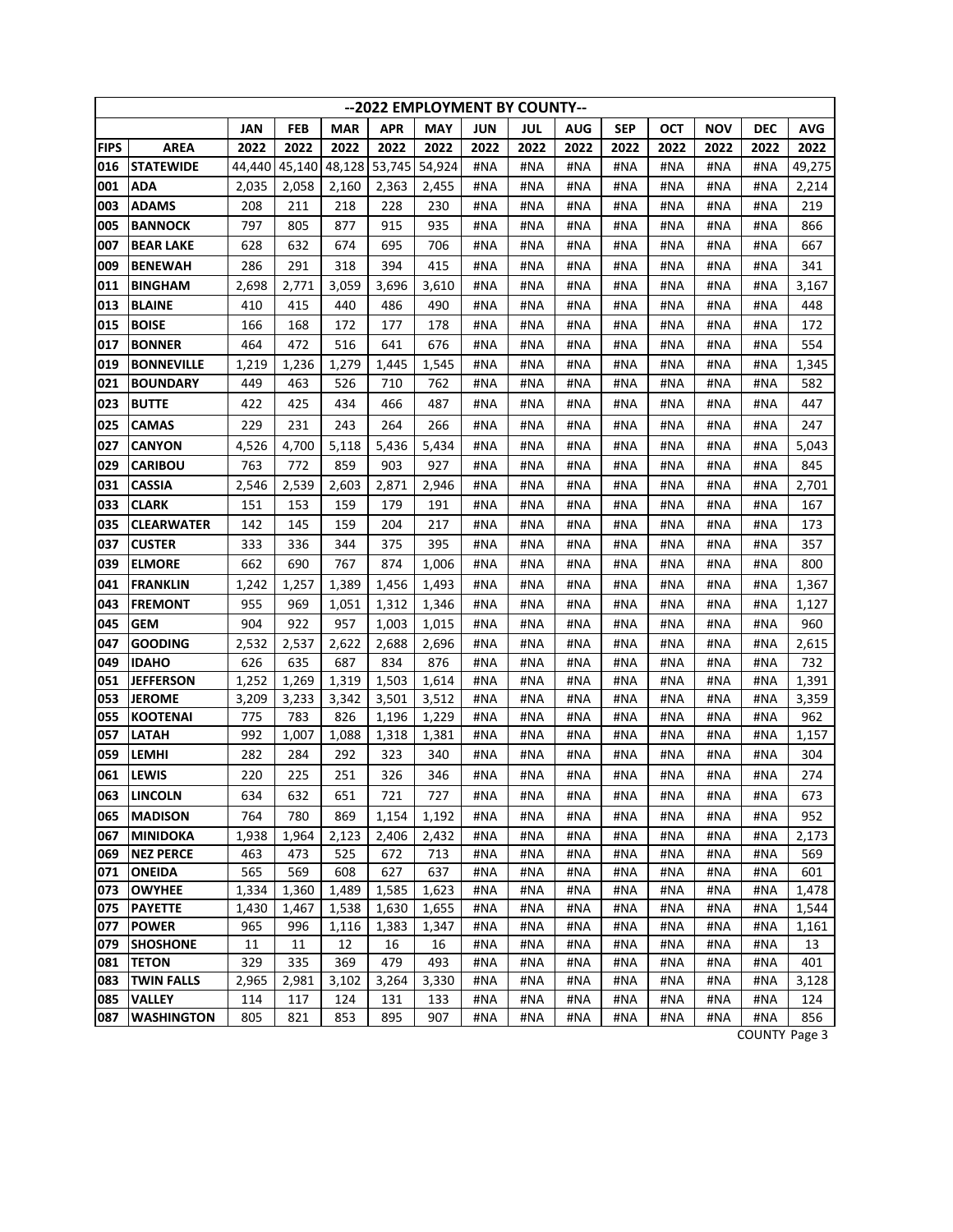| --2022 EMPLOYMENT BY COUNTY-- | | | | | | | | | | | | | | |
|---|---|---|---|---|---|---|---|---|---|---|---|---|---|---|
| | | JAN | FEB | MAR | APR | MAY | JUN | JUL | AUG | SEP | OCT | NOV | DEC | AVG |
| FIPS | AREA | 2022 | 2022 | 2022 | 2022 | 2022 | 2022 | 2022 | 2022 | 2022 | 2022 | 2022 | 2022 | 2022 |
| 016 | STATEWIDE | 44,440 | 45,140 | 48,128 | 53,745 | 54,924 | #NA | #NA | #NA | #NA | #NA | #NA | #NA | 49,275 |
| 001 | ADA | 2,035 | 2,058 | 2,160 | 2,363 | 2,455 | #NA | #NA | #NA | #NA | #NA | #NA | #NA | 2,214 |
| 003 | ADAMS | 208 | 211 | 218 | 228 | 230 | #NA | #NA | #NA | #NA | #NA | #NA | #NA | 219 |
| 005 | BANNOCK | 797 | 805 | 877 | 915 | 935 | #NA | #NA | #NA | #NA | #NA | #NA | #NA | 866 |
| 007 | BEAR LAKE | 628 | 632 | 674 | 695 | 706 | #NA | #NA | #NA | #NA | #NA | #NA | #NA | 667 |
| 009 | BENEWAH | 286 | 291 | 318 | 394 | 415 | #NA | #NA | #NA | #NA | #NA | #NA | #NA | 341 |
| 011 | BINGHAM | 2,698 | 2,771 | 3,059 | 3,696 | 3,610 | #NA | #NA | #NA | #NA | #NA | #NA | #NA | 3,167 |
| 013 | BLAINE | 410 | 415 | 440 | 486 | 490 | #NA | #NA | #NA | #NA | #NA | #NA | #NA | 448 |
| 015 | BOISE | 166 | 168 | 172 | 177 | 178 | #NA | #NA | #NA | #NA | #NA | #NA | #NA | 172 |
| 017 | BONNER | 464 | 472 | 516 | 641 | 676 | #NA | #NA | #NA | #NA | #NA | #NA | #NA | 554 |
| 019 | BONNEVILLE | 1,219 | 1,236 | 1,279 | 1,445 | 1,545 | #NA | #NA | #NA | #NA | #NA | #NA | #NA | 1,345 |
| 021 | BOUNDARY | 449 | 463 | 526 | 710 | 762 | #NA | #NA | #NA | #NA | #NA | #NA | #NA | 582 |
| 023 | BUTTE | 422 | 425 | 434 | 466 | 487 | #NA | #NA | #NA | #NA | #NA | #NA | #NA | 447 |
| 025 | CAMAS | 229 | 231 | 243 | 264 | 266 | #NA | #NA | #NA | #NA | #NA | #NA | #NA | 247 |
| 027 | CANYON | 4,526 | 4,700 | 5,118 | 5,436 | 5,434 | #NA | #NA | #NA | #NA | #NA | #NA | #NA | 5,043 |
| 029 | CARIBOU | 763 | 772 | 859 | 903 | 927 | #NA | #NA | #NA | #NA | #NA | #NA | #NA | 845 |
| 031 | CASSIA | 2,546 | 2,539 | 2,603 | 2,871 | 2,946 | #NA | #NA | #NA | #NA | #NA | #NA | #NA | 2,701 |
| 033 | CLARK | 151 | 153 | 159 | 179 | 191 | #NA | #NA | #NA | #NA | #NA | #NA | #NA | 167 |
| 035 | CLEARWATER | 142 | 145 | 159 | 204 | 217 | #NA | #NA | #NA | #NA | #NA | #NA | #NA | 173 |
| 037 | CUSTER | 333 | 336 | 344 | 375 | 395 | #NA | #NA | #NA | #NA | #NA | #NA | #NA | 357 |
| 039 | ELMORE | 662 | 690 | 767 | 874 | 1,006 | #NA | #NA | #NA | #NA | #NA | #NA | #NA | 800 |
| 041 | FRANKLIN | 1,242 | 1,257 | 1,389 | 1,456 | 1,493 | #NA | #NA | #NA | #NA | #NA | #NA | #NA | 1,367 |
| 043 | FREMONT | 955 | 969 | 1,051 | 1,312 | 1,346 | #NA | #NA | #NA | #NA | #NA | #NA | #NA | 1,127 |
| 045 | GEM | 904 | 922 | 957 | 1,003 | 1,015 | #NA | #NA | #NA | #NA | #NA | #NA | #NA | 960 |
| 047 | GOODING | 2,532 | 2,537 | 2,622 | 2,688 | 2,696 | #NA | #NA | #NA | #NA | #NA | #NA | #NA | 2,615 |
| 049 | IDAHO | 626 | 635 | 687 | 834 | 876 | #NA | #NA | #NA | #NA | #NA | #NA | #NA | 732 |
| 051 | JEFFERSON | 1,252 | 1,269 | 1,319 | 1,503 | 1,614 | #NA | #NA | #NA | #NA | #NA | #NA | #NA | 1,391 |
| 053 | JEROME | 3,209 | 3,233 | 3,342 | 3,501 | 3,512 | #NA | #NA | #NA | #NA | #NA | #NA | #NA | 3,359 |
| 055 | KOOTENAI | 775 | 783 | 826 | 1,196 | 1,229 | #NA | #NA | #NA | #NA | #NA | #NA | #NA | 962 |
| 057 | LATAH | 992 | 1,007 | 1,088 | 1,318 | 1,381 | #NA | #NA | #NA | #NA | #NA | #NA | #NA | 1,157 |
| 059 | LEMHI | 282 | 284 | 292 | 323 | 340 | #NA | #NA | #NA | #NA | #NA | #NA | #NA | 304 |
| 061 | LEWIS | 220 | 225 | 251 | 326 | 346 | #NA | #NA | #NA | #NA | #NA | #NA | #NA | 274 |
| 063 | LINCOLN | 634 | 632 | 651 | 721 | 727 | #NA | #NA | #NA | #NA | #NA | #NA | #NA | 673 |
| 065 | MADISON | 764 | 780 | 869 | 1,154 | 1,192 | #NA | #NA | #NA | #NA | #NA | #NA | #NA | 952 |
| 067 | MINIDOKA | 1,938 | 1,964 | 2,123 | 2,406 | 2,432 | #NA | #NA | #NA | #NA | #NA | #NA | #NA | 2,173 |
| 069 | NEZ PERCE | 463 | 473 | 525 | 672 | 713 | #NA | #NA | #NA | #NA | #NA | #NA | #NA | 569 |
| 071 | ONEIDA | 565 | 569 | 608 | 627 | 637 | #NA | #NA | #NA | #NA | #NA | #NA | #NA | 601 |
| 073 | OWYHEE | 1,334 | 1,360 | 1,489 | 1,585 | 1,623 | #NA | #NA | #NA | #NA | #NA | #NA | #NA | 1,478 |
| 075 | PAYETTE | 1,430 | 1,467 | 1,538 | 1,630 | 1,655 | #NA | #NA | #NA | #NA | #NA | #NA | #NA | 1,544 |
| 077 | POWER | 965 | 996 | 1,116 | 1,383 | 1,347 | #NA | #NA | #NA | #NA | #NA | #NA | #NA | 1,161 |
| 079 | SHOSHONE | 11 | 11 | 12 | 16 | 16 | #NA | #NA | #NA | #NA | #NA | #NA | #NA | 13 |
| 081 | TETON | 329 | 335 | 369 | 479 | 493 | #NA | #NA | #NA | #NA | #NA | #NA | #NA | 401 |
| 083 | TWIN FALLS | 2,965 | 2,981 | 3,102 | 3,264 | 3,330 | #NA | #NA | #NA | #NA | #NA | #NA | #NA | 3,128 |
| 085 | VALLEY | 114 | 117 | 124 | 131 | 133 | #NA | #NA | #NA | #NA | #NA | #NA | #NA | 124 |
| 087 | WASHINGTON | 805 | 821 | 853 | 895 | 907 | #NA | #NA | #NA | #NA | #NA | #NA | #NA | 856 |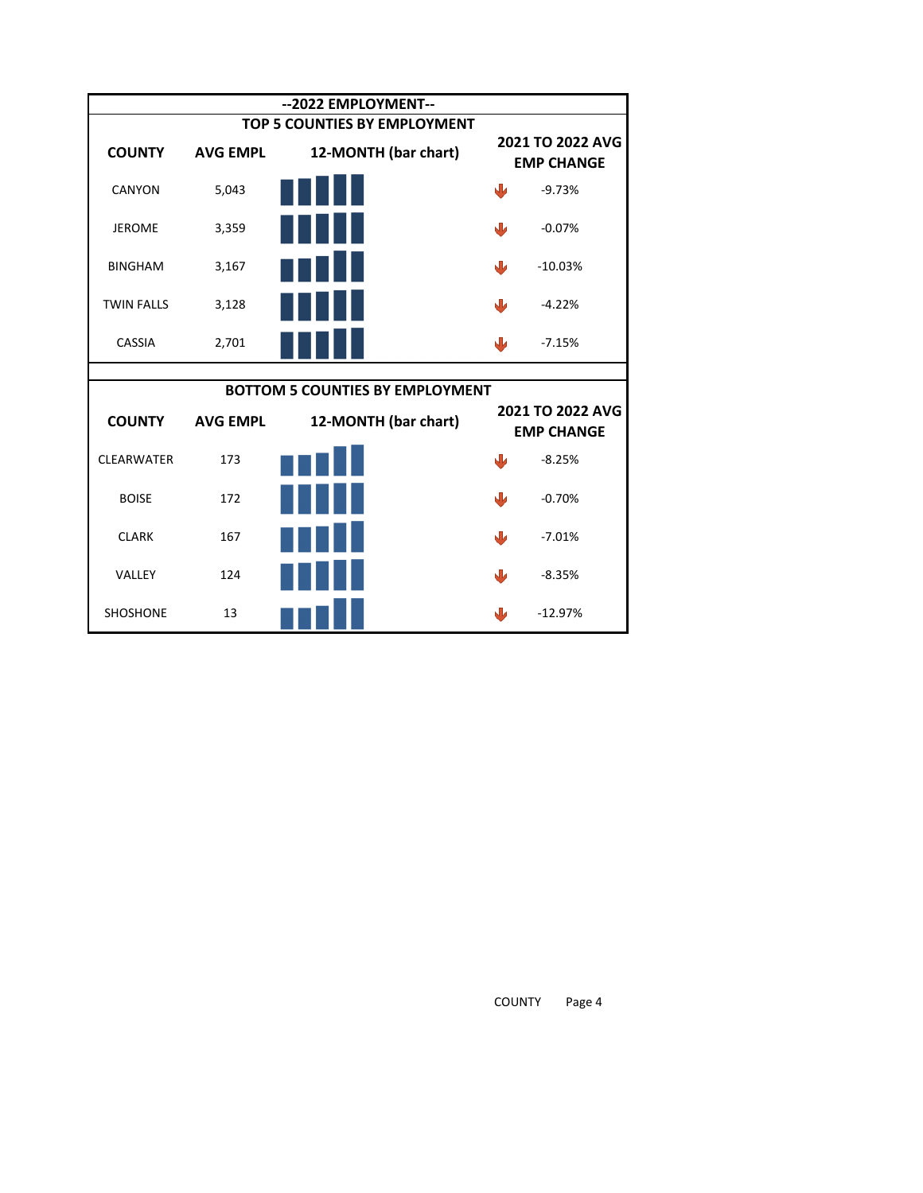## --2022 EMPLOYMENT--

### TOP 5 COUNTIES BY EMPLOYMENT

| COUNTY | AVG EMPL | 12-MONTH (bar chart) | 2021 TO 2022 AVG EMP CHANGE |
|---|---|---|---|
| CANYON | 5,043 | | -9.73% |
| JEROME | 3,359 | | -0.07% |
| BINGHAM | 3,167 | | -10.03% |
| TWIN FALLS | 3,128 | | -4.22% |
| CASSIA | 2,701 | | -7.15% |

### BOTTOM 5 COUNTIES BY EMPLOYMENT

| COUNTY | AVG EMPL | 12-MONTH (bar chart) | 2021 TO 2022 AVG EMP CHANGE |
|---|---|---|---|
| CLEARWATER | 173 | | -8.25% |
| BOISE | 172 | | -0.70% |
| CLARK | 167 | | -7.01% |
| VALLEY | 124 | | -8.35% |
| SHOSHONE | 13 | | -12.97% |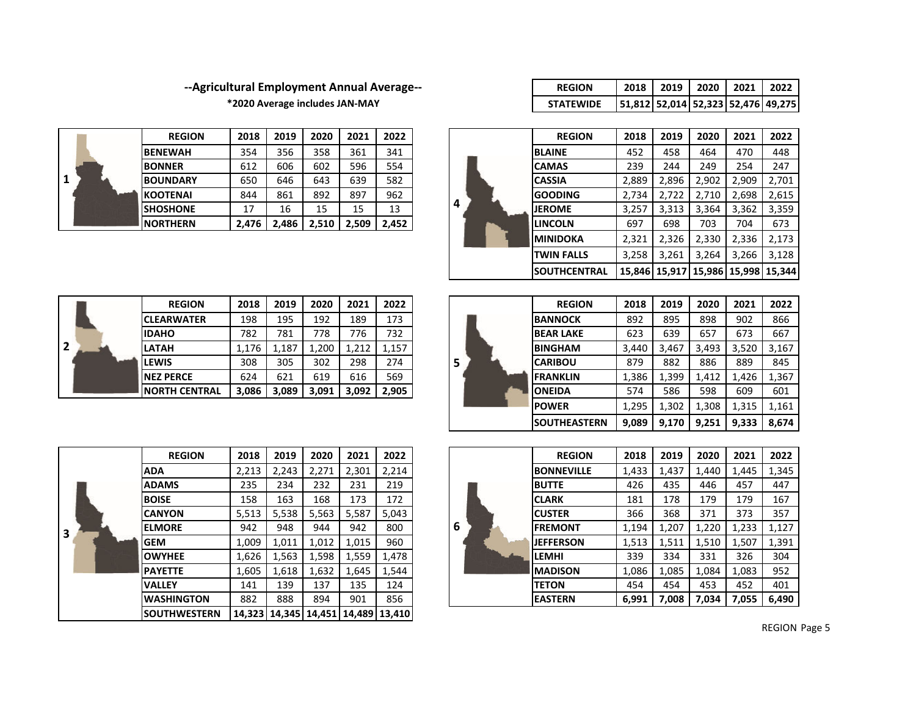## --Agricultural Employment Annual Average--

**\*2020 Average includes JAN-MAY**

| REGION | 2018 | 2019 | 2020 | 2021 | 2022 |
|---|---|---|---|---|---|
| STATEWIDE | 51,812 | 52,014 | 52,323 | 52,476 | 49,275 |

**1**

| REGION | 2018 | 2019 | 2020 | 2021 | 2022 |
|---|---|---|---|---|---|
| BENEWAH | 354 | 356 | 358 | 361 | 341 |
| BONNER | 612 | 606 | 602 | 596 | 554 |
| BOUNDARY | 650 | 646 | 643 | 639 | 582 |
| KOOTENAI | 844 | 861 | 892 | 897 | 962 |
| SHOSHONE | 17 | 16 | 15 | 15 | 13 |
| **NORTHERN** | **2,476** | **2,486** | **2,510** | **2,509** | **2,452** |

**2**

| REGION | 2018 | 2019 | 2020 | 2021 | 2022 |
|---|---|---|---|---|---|
| CLEARWATER | 198 | 195 | 192 | 189 | 173 |
| IDAHO | 782 | 781 | 778 | 776 | 732 |
| LATAH | 1,176 | 1,187 | 1,200 | 1,212 | 1,157 |
| LEWIS | 308 | 305 | 302 | 298 | 274 |
| NEZ PERCE | 624 | 621 | 619 | 616 | 569 |
| **NORTH CENTRAL** | **3,086** | **3,089** | **3,091** | **3,092** | **2,905** |

**3**

| REGION | 2018 | 2019 | 2020 | 2021 | 2022 |
|---|---|---|---|---|---|
| ADA | 2,213 | 2,243 | 2,271 | 2,301 | 2,214 |
| ADAMS | 235 | 234 | 232 | 231 | 219 |
| BOISE | 158 | 163 | 168 | 173 | 172 |
| CANYON | 5,513 | 5,538 | 5,563 | 5,587 | 5,043 |
| ELMORE | 942 | 948 | 944 | 942 | 800 |
| GEM | 1,009 | 1,011 | 1,012 | 1,015 | 960 |
| OWYHEE | 1,626 | 1,563 | 1,598 | 1,559 | 1,478 |
| PAYETTE | 1,605 | 1,618 | 1,632 | 1,645 | 1,544 |
| VALLEY | 141 | 139 | 137 | 135 | 124 |
| WASHINGTON | 882 | 888 | 894 | 901 | 856 |
| **SOUTHWESTERN** | **14,323** | **14,345** | **14,451** | **14,489** | **13,410** |

**4**

| REGION | 2018 | 2019 | 2020 | 2021 | 2022 |
|---|---|---|---|---|---|
| BLAINE | 452 | 458 | 464 | 470 | 448 |
| CAMAS | 239 | 244 | 249 | 254 | 247 |
| CASSIA | 2,889 | 2,896 | 2,902 | 2,909 | 2,701 |
| GOODING | 2,734 | 2,722 | 2,710 | 2,698 | 2,615 |
| JEROME | 3,257 | 3,313 | 3,364 | 3,362 | 3,359 |
| LINCOLN | 697 | 698 | 703 | 704 | 673 |
| MINIDOKA | 2,321 | 2,326 | 2,330 | 2,336 | 2,173 |
| TWIN FALLS | 3,258 | 3,261 | 3,264 | 3,266 | 3,128 |
| **SOUTHCENTRAL** | **15,846** | **15,917** | **15,986** | **15,998** | **15,344** |

**5**

| REGION | 2018 | 2019 | 2020 | 2021 | 2022 |
|---|---|---|---|---|---|
| BANNOCK | 892 | 895 | 898 | 902 | 866 |
| BEAR LAKE | 623 | 639 | 657 | 673 | 667 |
| BINGHAM | 3,440 | 3,467 | 3,493 | 3,520 | 3,167 |
| CARIBOU | 879 | 882 | 886 | 889 | 845 |
| FRANKLIN | 1,386 | 1,399 | 1,412 | 1,426 | 1,367 |
| ONEIDA | 574 | 586 | 598 | 609 | 601 |
| POWER | 1,295 | 1,302 | 1,308 | 1,315 | 1,161 |
| **SOUTHEASTERN** | **9,089** | **9,170** | **9,251** | **9,333** | **8,674** |

**6**

| REGION | 2018 | 2019 | 2020 | 2021 | 2022 |
|---|---|---|---|---|---|
| BONNEVILLE | 1,433 | 1,437 | 1,440 | 1,445 | 1,345 |
| BUTTE | 426 | 435 | 446 | 457 | 447 |
| CLARK | 181 | 178 | 179 | 179 | 167 |
| CUSTER | 366 | 368 | 371 | 373 | 357 |
| FREMONT | 1,194 | 1,207 | 1,220 | 1,233 | 1,127 |
| JEFFERSON | 1,513 | 1,511 | 1,510 | 1,507 | 1,391 |
| LEMHI | 339 | 334 | 331 | 326 | 304 |
| MADISON | 1,086 | 1,085 | 1,084 | 1,083 | 952 |
| TETON | 454 | 454 | 453 | 452 | 401 |
| **EASTERN** | **6,991** | **7,008** | **7,034** | **7,055** | **6,490** |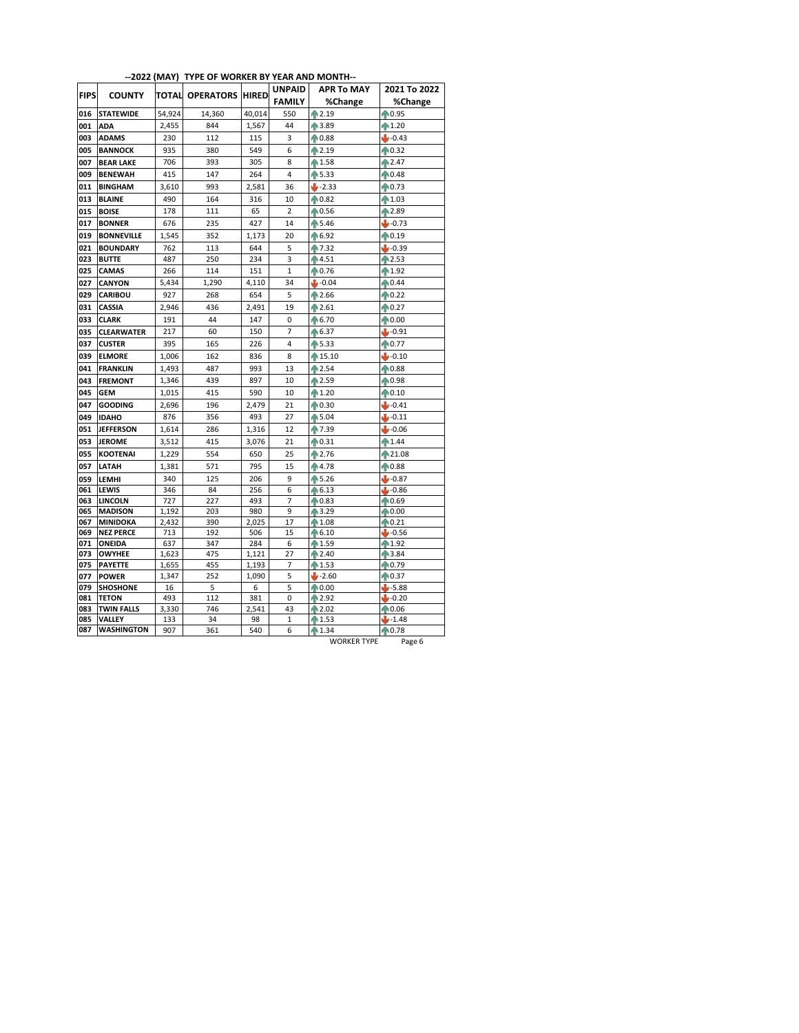## --2022 (MAY) TYPE OF WORKER BY YEAR AND MONTH--

| FIPS | COUNTY | TOTAL | OPERATORS | HIRED | UNPAID FAMILY | APR To MAY %Change | 2021 To 2022 %Change |
|---|---|---|---|---|---|---|---|
| 016 | STATEWIDE | 54,924 | 14,360 | 40,014 | 550 | 2.19 | 0.95 |
| 001 | ADA | 2,455 | 844 | 1,567 | 44 | 3.89 | 1.20 |
| 003 | ADAMS | 230 | 112 | 115 | 3 | 0.88 | -0.43 |
| 005 | BANNOCK | 935 | 380 | 549 | 6 | 2.19 | 0.32 |
| 007 | BEAR LAKE | 706 | 393 | 305 | 8 | 1.58 | 2.47 |
| 009 | BENEWAH | 415 | 147 | 264 | 4 | 5.33 | 0.48 |
| 011 | BINGHAM | 3,610 | 993 | 2,581 | 36 | -2.33 | 0.73 |
| 013 | BLAINE | 490 | 164 | 316 | 10 | 0.82 | 1.03 |
| 015 | BOISE | 178 | 111 | 65 | 2 | 0.56 | 2.89 |
| 017 | BONNER | 676 | 235 | 427 | 14 | 5.46 | -0.73 |
| 019 | BONNEVILLE | 1,545 | 352 | 1,173 | 20 | 6.92 | 0.19 |
| 021 | BOUNDARY | 762 | 113 | 644 | 5 | 7.32 | -0.39 |
| 023 | BUTTE | 487 | 250 | 234 | 3 | 4.51 | 2.53 |
| 025 | CAMAS | 266 | 114 | 151 | 1 | 0.76 | 1.92 |
| 027 | CANYON | 5,434 | 1,290 | 4,110 | 34 | -0.04 | 0.44 |
| 029 | CARIBOU | 927 | 268 | 654 | 5 | 2.66 | 0.22 |
| 031 | CASSIA | 2,946 | 436 | 2,491 | 19 | 2.61 | 0.27 |
| 033 | CLARK | 191 | 44 | 147 | 0 | 6.70 | 0.00 |
| 035 | CLEARWATER | 217 | 60 | 150 | 7 | 6.37 | -0.91 |
| 037 | CUSTER | 395 | 165 | 226 | 4 | 5.33 | 0.77 |
| 039 | ELMORE | 1,006 | 162 | 836 | 8 | 15.10 | -0.10 |
| 041 | FRANKLIN | 1,493 | 487 | 993 | 13 | 2.54 | 0.88 |
| 043 | FREMONT | 1,346 | 439 | 897 | 10 | 2.59 | 0.98 |
| 045 | GEM | 1,015 | 415 | 590 | 10 | 1.20 | 0.10 |
| 047 | GOODING | 2,696 | 196 | 2,479 | 21 | 0.30 | -0.41 |
| 049 | IDAHO | 876 | 356 | 493 | 27 | 5.04 | -0.11 |
| 051 | JEFFERSON | 1,614 | 286 | 1,316 | 12 | 7.39 | -0.06 |
| 053 | JEROME | 3,512 | 415 | 3,076 | 21 | 0.31 | 1.44 |
| 055 | KOOTENAI | 1,229 | 554 | 650 | 25 | 2.76 | 21.08 |
| 057 | LATAH | 1,381 | 571 | 795 | 15 | 4.78 | 0.88 |
| 059 | LEMHI | 340 | 125 | 206 | 9 | 5.26 | -0.87 |
| 061 | LEWIS | 346 | 84 | 256 | 6 | 6.13 | -0.86 |
| 063 | LINCOLN | 727 | 227 | 493 | 7 | 0.83 | 0.69 |
| 065 | MADISON | 1,192 | 203 | 980 | 9 | 3.29 | 0.00 |
| 067 | MINIDOKA | 2,432 | 390 | 2,025 | 17 | 1.08 | 0.21 |
| 069 | NEZ PERCE | 713 | 192 | 506 | 15 | 6.10 | -0.56 |
| 071 | ONEIDA | 637 | 347 | 284 | 6 | 1.59 | 1.92 |
| 073 | OWYHEE | 1,623 | 475 | 1,121 | 27 | 2.40 | 3.84 |
| 075 | PAYETTE | 1,655 | 455 | 1,193 | 7 | 1.53 | 0.79 |
| 077 | POWER | 1,347 | 252 | 1,090 | 5 | -2.60 | 0.37 |
| 079 | SHOSHONE | 16 | 5 | 6 | 5 | 0.00 | -5.88 |
| 081 | TETON | 493 | 112 | 381 | 0 | 2.92 | -0.20 |
| 083 | TWIN FALLS | 3,330 | 746 | 2,541 | 43 | 2.02 | 0.06 |
| 085 | VALLEY | 133 | 34 | 98 | 1 | 1.53 | -1.48 |
| 087 | WASHINGTON | 907 | 361 | 540 | 6 | 1.34 | 0.78 |

WORKER TYPE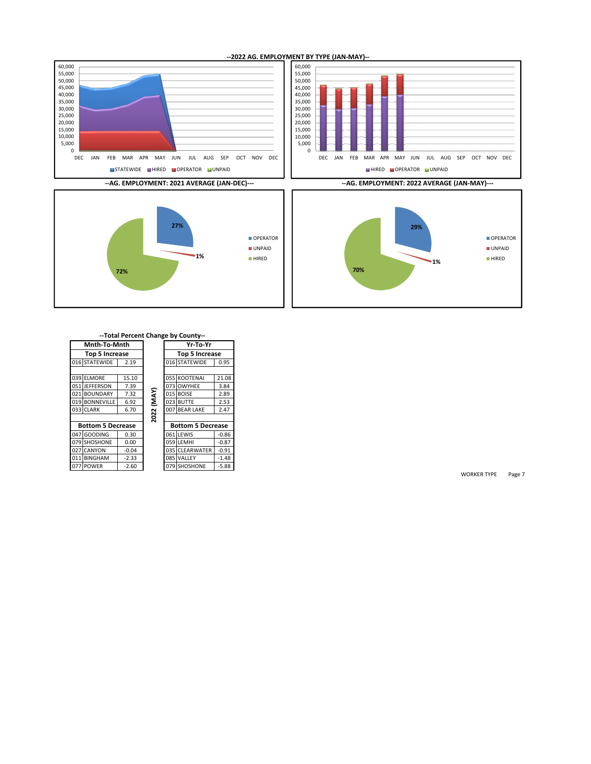## --2022 AG. EMPLOYMENT BY TYPE (JAN-MAY)--

60,000
55,000
50,000
45,000
40,000
35,000
30,000
25,000
20,000
15,000
10,000
5,000
0

DEC JAN FEB MAR APR MAY JUN JUL AUG SEP OCT NOV DEC

STATEWIDE HIRED OPERATOR UNPAID

60,000
55,000
50,000
45,000
40,000
35,000
30,000
25,000
20,000
15,000
10,000
5,000
0

DEC JAN FEB MAR APR MAY JUN JUL AUG SEP OCT NOV DEC

HIRED OPERATOR UNPAID

## --AG. EMPLOYMENT: 2021 AVERAGE (JAN-DEC)---

27%
1%
72%

OPERATOR
UNPAID
HIRED

## --AG. EMPLOYMENT: 2022 AVERAGE (JAN-MAY)---

29%
1%
70%

OPERATOR
UNPAID
HIRED

## --Total Percent Change by County--

**2022 (MAY)**

| Mnth-To-Mnth | | | Yr-To-Yr | | |
|---|---|---|---|---|---|
| **Top 5 Increase** | | | **Top 5 Increase** | | |
| 016 | STATEWIDE | 2.19 | 016 | STATEWIDE | 0.95 |
| | | | | | |
| 039 | ELMORE | 15.10 | 055 | KOOTENAI | 21.08 |
| 051 | JEFFERSON | 7.39 | 073 | OWYHEE | 3.84 |
| 021 | BOUNDARY | 7.32 | 015 | BOISE | 2.89 |
| 019 | BONNEVILLE | 6.92 | 023 | BUTTE | 2.53 |
| 033 | CLARK | 6.70 | 007 | BEAR LAKE | 2.47 |
| | | | | | |
| **Bottom 5 Decrease** | | | **Bottom 5 Decrease** | | |
| 047 | GOODING | 0.30 | 061 | LEWIS | -0.86 |
| 079 | SHOSHONE | 0.00 | 059 | LEMHI | -0.87 |
| 027 | CANYON | -0.04 | 035 | CLEARWATER | -0.91 |
| 011 | BINGHAM | -2.33 | 085 | VALLEY | -1.48 |
| 077 | POWER | -2.60 | 079 | SHOSHONE | -5.88 |

WORKER TYPE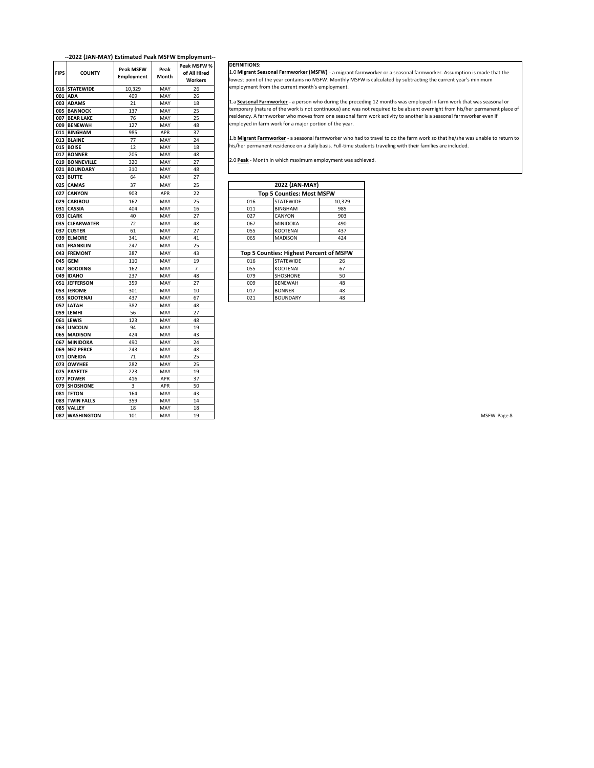## --2022 (JAN-MAY) Estimated Peak MSFW Employment--

| FIPS | COUNTY | Peak MSFW Employment | Peak Month | Peak MSFW % of All Hired Workers |
|---|---|---|---|---|
| 016 | STATEWIDE | 10,329 | MAY | 26 |
| 001 | ADA | 409 | MAY | 26 |
| 003 | ADAMS | 21 | MAY | 18 |
| 005 | BANNOCK | 137 | MAY | 25 |
| 007 | BEAR LAKE | 76 | MAY | 25 |
| 009 | BENEWAH | 127 | MAY | 48 |
| 011 | BINGHAM | 985 | APR | 37 |
| 013 | BLAINE | 77 | MAY | 24 |
| 015 | BOISE | 12 | MAY | 18 |
| 017 | BONNER | 205 | MAY | 48 |
| 019 | BONNEVILLE | 320 | MAY | 27 |
| 021 | BOUNDARY | 310 | MAY | 48 |
| 023 | BUTTE | 64 | MAY | 27 |
| 025 | CAMAS | 37 | MAY | 25 |
| 027 | CANYON | 903 | APR | 22 |
| 029 | CARIBOU | 162 | MAY | 25 |
| 031 | CASSIA | 404 | MAY | 16 |
| 033 | CLARK | 40 | MAY | 27 |
| 035 | CLEARWATER | 72 | MAY | 48 |
| 037 | CUSTER | 61 | MAY | 27 |
| 039 | ELMORE | 341 | MAY | 41 |
| 041 | FRANKLIN | 247 | MAY | 25 |
| 043 | FREMONT | 387 | MAY | 43 |
| 045 | GEM | 110 | MAY | 19 |
| 047 | GOODING | 162 | MAY | 7 |
| 049 | IDAHO | 237 | MAY | 48 |
| 051 | JEFFERSON | 359 | MAY | 27 |
| 053 | JEROME | 301 | MAY | 10 |
| 055 | KOOTENAI | 437 | MAY | 67 |
| 057 | LATAH | 382 | MAY | 48 |
| 059 | LEMHI | 56 | MAY | 27 |
| 061 | LEWIS | 123 | MAY | 48 |
| 063 | LINCOLN | 94 | MAY | 19 |
| 065 | MADISON | 424 | MAY | 43 |
| 067 | MINIDOKA | 490 | MAY | 24 |
| 069 | NEZ PERCE | 243 | MAY | 48 |
| 071 | ONEIDA | 71 | MAY | 25 |
| 073 | OWYHEE | 282 | MAY | 25 |
| 075 | PAYETTE | 223 | MAY | 19 |
| 077 | POWER | 416 | APR | 37 |
| 079 | SHOSHONE | 3 | APR | 50 |
| 081 | TETON | 164 | MAY | 43 |
| 083 | TWIN FALLS | 359 | MAY | 14 |
| 085 | VALLEY | 18 | MAY | 18 |
| 087 | WASHINGTON | 101 | MAY | 19 |

**DEFINITIONS:**

1.0 **Migrant Seasonal Farmworker (MSFW)** - a migrant farmworker or a seasonal farmworker. Assumption is made that the lowest point of the year contains no MSFW. Monthly MSFW is calculated by subtracting the current year's minimum employment from the current month's employment.

1.a **Seasonal Farmworker** - a person who during the preceding 12 months was employed in farm work that was seasonal or temporary (nature of the work is not continuous) and was not required to be absent overnight from his/her permanent place of residency. A farmworker who moves from one seasonal farm work activity to another is a seasonal farmworker even if employed in farm work for a major portion of the year.

1.b **Migrant Farmworker** - a seasonal farmworker who had to travel to do the farm work so that he/she was unable to return to his/her permanent residence on a daily basis. Full-time students traveling with their families are included.

2.0 **Peak** - Month in which maximum employment was achieved.

### 2022 (JAN-MAY)

**Top 5 Counties: Most MSFW**

| | | |
|---|---|---|
| 016 | STATEWIDE | 10,329 |
| 011 | BINGHAM | 985 |
| 027 | CANYON | 903 |
| 067 | MINIDOKA | 490 |
| 055 | KOOTENAI | 437 |
| 065 | MADISON | 424 |

**Top 5 Counties: Highest Percent of MSFW**

| | | |
|---|---|---|
| 016 | STATEWIDE | 26 |
| 055 | KOOTENAI | 67 |
| 079 | SHOSHONE | 50 |
| 009 | BENEWAH | 48 |
| 017 | BONNER | 48 |
| 021 | BOUNDARY | 48 |